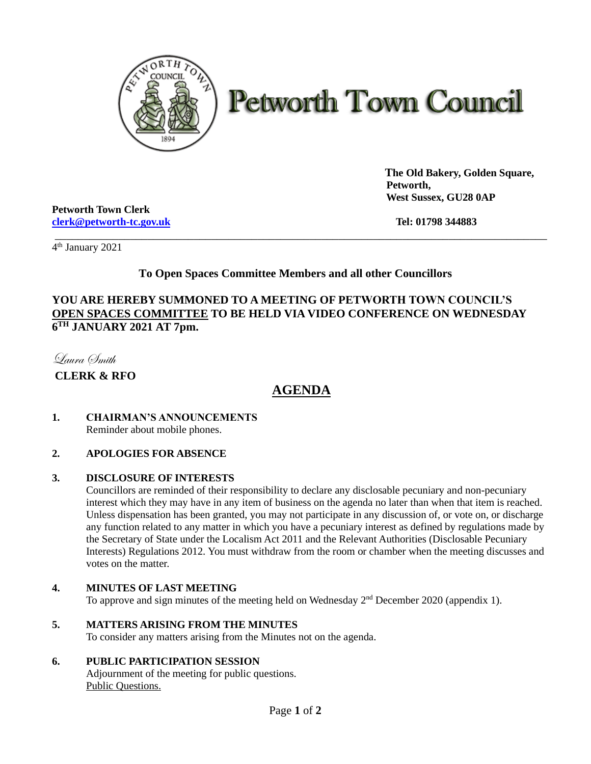# Petworth Town Council

**The Old Bakery, Golden Square,**
**Petworth,**
**West Sussex, GU28 0AP**

**Petworth Town Clerk**
**clerk@petworth-tc.gov.uk**

**Tel: 01798 344883**

---

4th January 2021

**To Open Spaces Committee Members and all other Councillors**

**YOU ARE HEREBY SUMMONED TO A MEETING OF PETWORTH TOWN COUNCIL'S OPEN SPACES COMMITTEE TO BE HELD VIA VIDEO CONFERENCE ON WEDNESDAY 6TH JANUARY 2021 AT 7pm.**

*Laura Smith*

**CLERK & RFO**

## AGENDA

**1. CHAIRMAN'S ANNOUNCEMENTS**
Reminder about mobile phones.

**2. APOLOGIES FOR ABSENCE**

**3. DISCLOSURE OF INTERESTS**
Councillors are reminded of their responsibility to declare any disclosable pecuniary and non-pecuniary interest which they may have in any item of business on the agenda no later than when that item is reached. Unless dispensation has been granted, you may not participate in any discussion of, or vote on, or discharge any function related to any matter in which you have a pecuniary interest as defined by regulations made by the Secretary of State under the Localism Act 2011 and the Relevant Authorities (Disclosable Pecuniary Interests) Regulations 2012. You must withdraw from the room or chamber when the meeting discusses and votes on the matter.

**4. MINUTES OF LAST MEETING**
To approve and sign minutes of the meeting held on Wednesday 2nd December 2020 (appendix 1).

**5. MATTERS ARISING FROM THE MINUTES**
To consider any matters arising from the Minutes not on the agenda.

**6. PUBLIC PARTICIPATION SESSION**
Adjournment of the meeting for public questions.
Public Questions.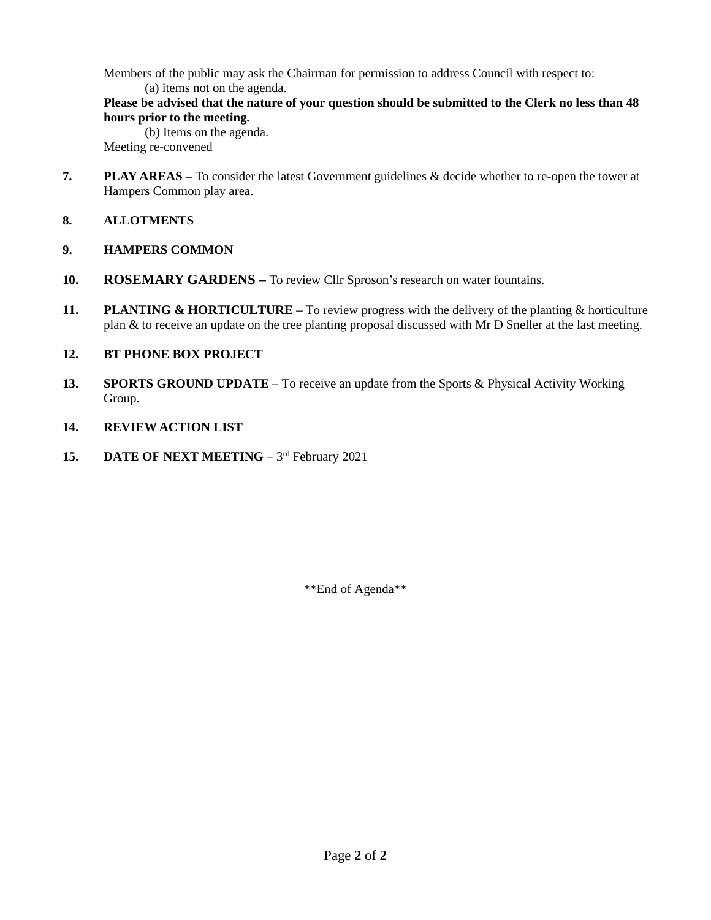Members of the public may ask the Chairman for permission to address Council with respect to:

(a) items not on the agenda.

**Please be advised that the nature of your question should be submitted to the Clerk no less than 48 hours prior to the meeting.**

(b) Items on the agenda.

Meeting re-convened

**7. PLAY AREAS –** To consider the latest Government guidelines & decide whether to re-open the tower at Hampers Common play area.

**8. ALLOTMENTS**

**9. HAMPERS COMMON**

**10. ROSEMARY GARDENS –** To review Cllr Sproson's research on water fountains.

**11. PLANTING & HORTICULTURE –** To review progress with the delivery of the planting & horticulture plan & to receive an update on the tree planting proposal discussed with Mr D Sneller at the last meeting.

**12. BT PHONE BOX PROJECT**

**13. SPORTS GROUND UPDATE –** To receive an update from the Sports & Physical Activity Working Group.

**14. REVIEW ACTION LIST**

**15. DATE OF NEXT MEETING** – 3rd February 2021

**End of Agenda**